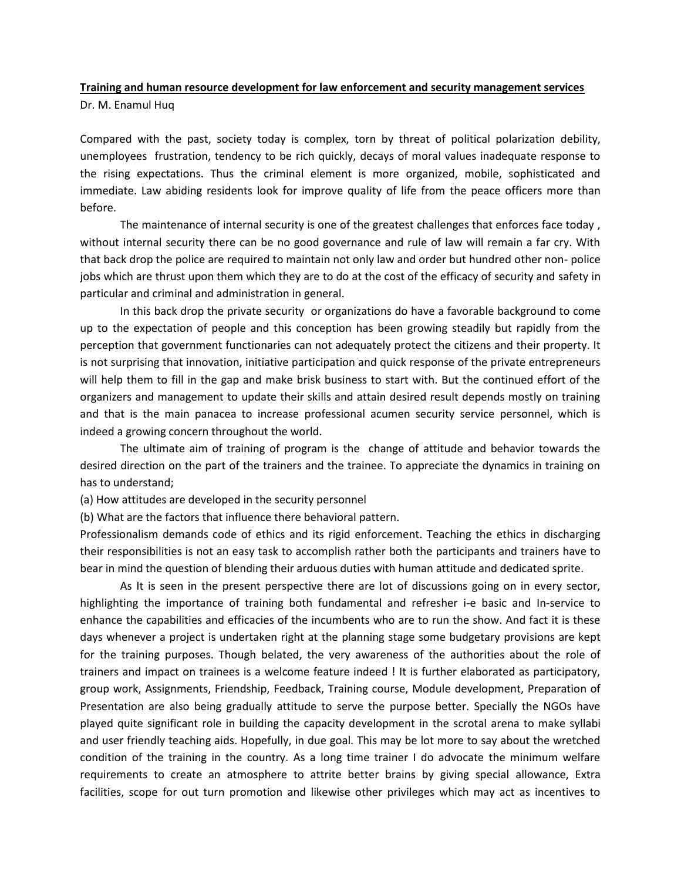**Training and human resource development for law enforcement and security management services**

Dr. M. Enamul Huq

Compared with the past, society today is complex, torn by threat of political polarization debility, unemployees frustration, tendency to be rich quickly, decays of moral values inadequate response to the rising expectations. Thus the criminal element is more organized, mobile, sophisticated and immediate. Law abiding residents look for improve quality of life from the peace officers more than before.

The maintenance of internal security is one of the greatest challenges that enforces face today , without internal security there can be no good governance and rule of law will remain a far cry. With that back drop the police are required to maintain not only law and order but hundred other non- police jobs which are thrust upon them which they are to do at the cost of the efficacy of security and safety in particular and criminal and administration in general.

In this back drop the private security or organizations do have a favorable background to come up to the expectation of people and this conception has been growing steadily but rapidly from the perception that government functionaries can not adequately protect the citizens and their property. It is not surprising that innovation, initiative participation and quick response of the private entrepreneurs will help them to fill in the gap and make brisk business to start with. But the continued effort of the organizers and management to update their skills and attain desired result depends mostly on training and that is the main panacea to increase professional acumen security service personnel, which is indeed a growing concern throughout the world.

The ultimate aim of training of program is the change of attitude and behavior towards the desired direction on the part of the trainers and the trainee. To appreciate the dynamics in training on has to understand;

(a) How attitudes are developed in the security personnel

(b) What are the factors that influence there behavioral pattern.

Professionalism demands code of ethics and its rigid enforcement. Teaching the ethics in discharging their responsibilities is not an easy task to accomplish rather both the participants and trainers have to bear in mind the question of blending their arduous duties with human attitude and dedicated sprite.

As It is seen in the present perspective there are lot of discussions going on in every sector, highlighting the importance of training both fundamental and refresher i-e basic and In-service to enhance the capabilities and efficacies of the incumbents who are to run the show. And fact it is these days whenever a project is undertaken right at the planning stage some budgetary provisions are kept for the training purposes. Though belated, the very awareness of the authorities about the role of trainers and impact on trainees is a welcome feature indeed ! It is further elaborated as participatory, group work, Assignments, Friendship, Feedback, Training course, Module development, Preparation of Presentation are also being gradually attitude to serve the purpose better. Specially the NGOs have played quite significant role in building the capacity development in the scrotal arena to make syllabi and user friendly teaching aids. Hopefully, in due goal. This may be lot more to say about the wretched condition of the training in the country. As a long time trainer I do advocate the minimum welfare requirements to create an atmosphere to attrite better brains by giving special allowance, Extra facilities, scope for out turn promotion and likewise other privileges which may act as incentives to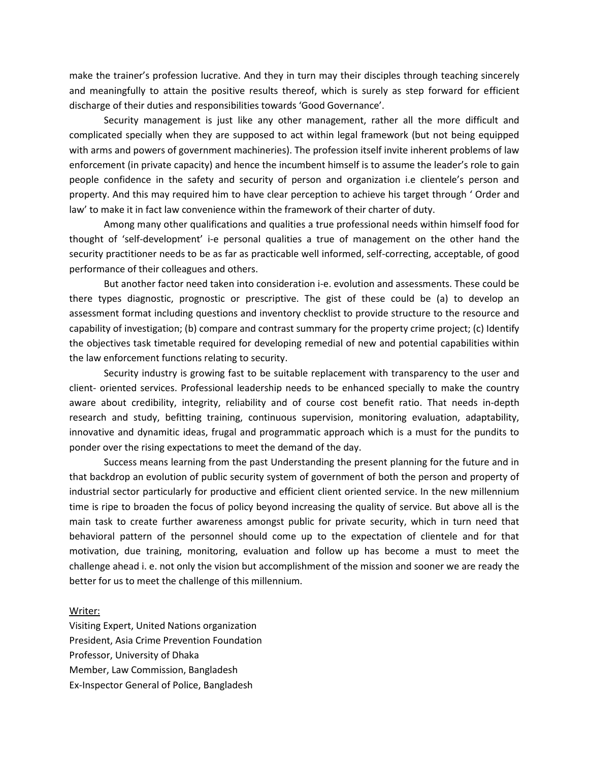make the trainer's profession lucrative. And they in turn may their disciples through teaching sincerely and meaningfully to attain the positive results thereof, which is surely as step forward for efficient discharge of their duties and responsibilities towards 'Good Governance'.

Security management is just like any other management, rather all the more difficult and complicated specially when they are supposed to act within legal framework (but not being equipped with arms and powers of government machineries). The profession itself invite inherent problems of law enforcement (in private capacity) and hence the incumbent himself is to assume the leader's role to gain people confidence in the safety and security of person and organization i.e clientele's person and property. And this may required him to have clear perception to achieve his target through ' Order and law' to make it in fact law convenience within the framework of their charter of duty.

Among many other qualifications and qualities a true professional needs within himself food for thought of 'self-development' i-e personal qualities a true of management on the other hand the security practitioner needs to be as far as practicable well informed, self-correcting, acceptable, of good performance of their colleagues and others.

But another factor need taken into consideration i-e. evolution and assessments. These could be there types diagnostic, prognostic or prescriptive. The gist of these could be (a) to develop an assessment format including questions and inventory checklist to provide structure to the resource and capability of investigation; (b) compare and contrast summary for the property crime project; (c) Identify the objectives task timetable required for developing remedial of new and potential capabilities within the law enforcement functions relating to security.

Security industry is growing fast to be suitable replacement with transparency to the user and client- oriented services. Professional leadership needs to be enhanced specially to make the country aware about credibility, integrity, reliability and of course cost benefit ratio. That needs in-depth research and study, befitting training, continuous supervision, monitoring evaluation, adaptability, innovative and dynamitic ideas, frugal and programmatic approach which is a must for the pundits to ponder over the rising expectations to meet the demand of the day.

Success means learning from the past Understanding the present planning for the future and in that backdrop an evolution of public security system of government of both the person and property of industrial sector particularly for productive and efficient client oriented service. In the new millennium time is ripe to broaden the focus of policy beyond increasing the quality of service. But above all is the main task to create further awareness amongst public for private security, which in turn need that behavioral pattern of the personnel should come up to the expectation of clientele and for that motivation, due training, monitoring, evaluation and follow up has become a must to meet the challenge ahead i. e. not only the vision but accomplishment of the mission and sooner we are ready the better for us to meet the challenge of this millennium.

<u>Writer:</u>

Visiting Expert, United Nations organization
President, Asia Crime Prevention Foundation
Professor, University of Dhaka
Member, Law Commission, Bangladesh
Ex-Inspector General of Police, Bangladesh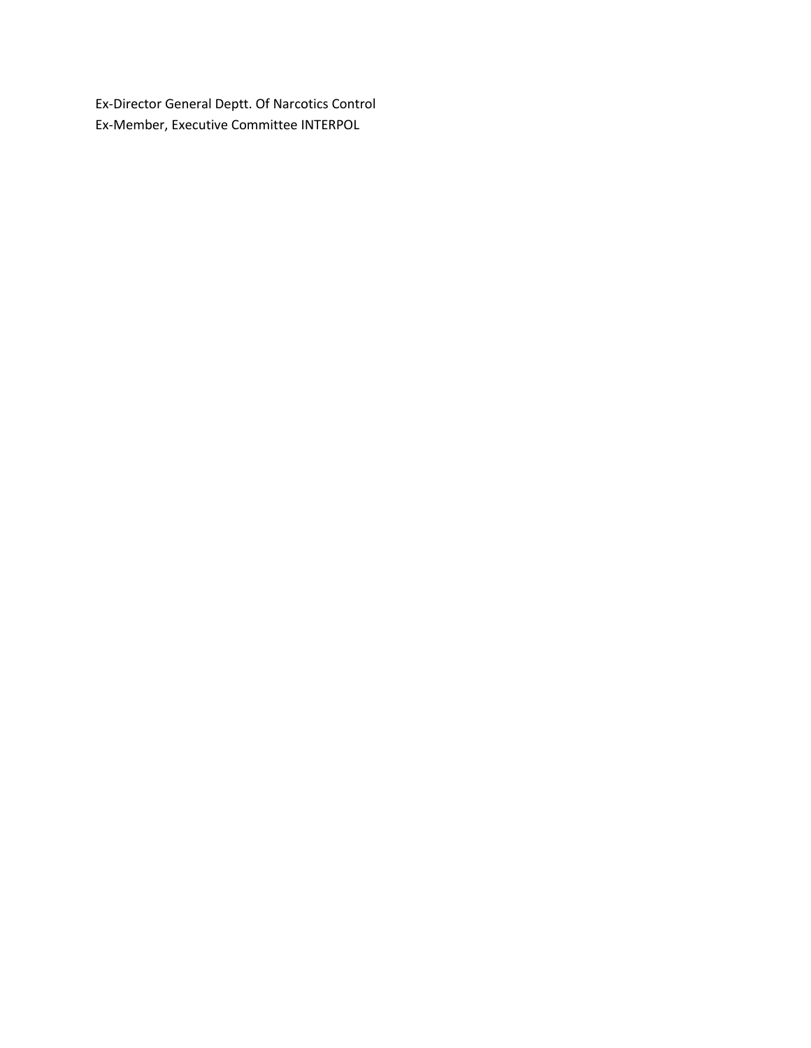Ex-Director General Deptt. Of Narcotics Control
Ex-Member, Executive Committee INTERPOL